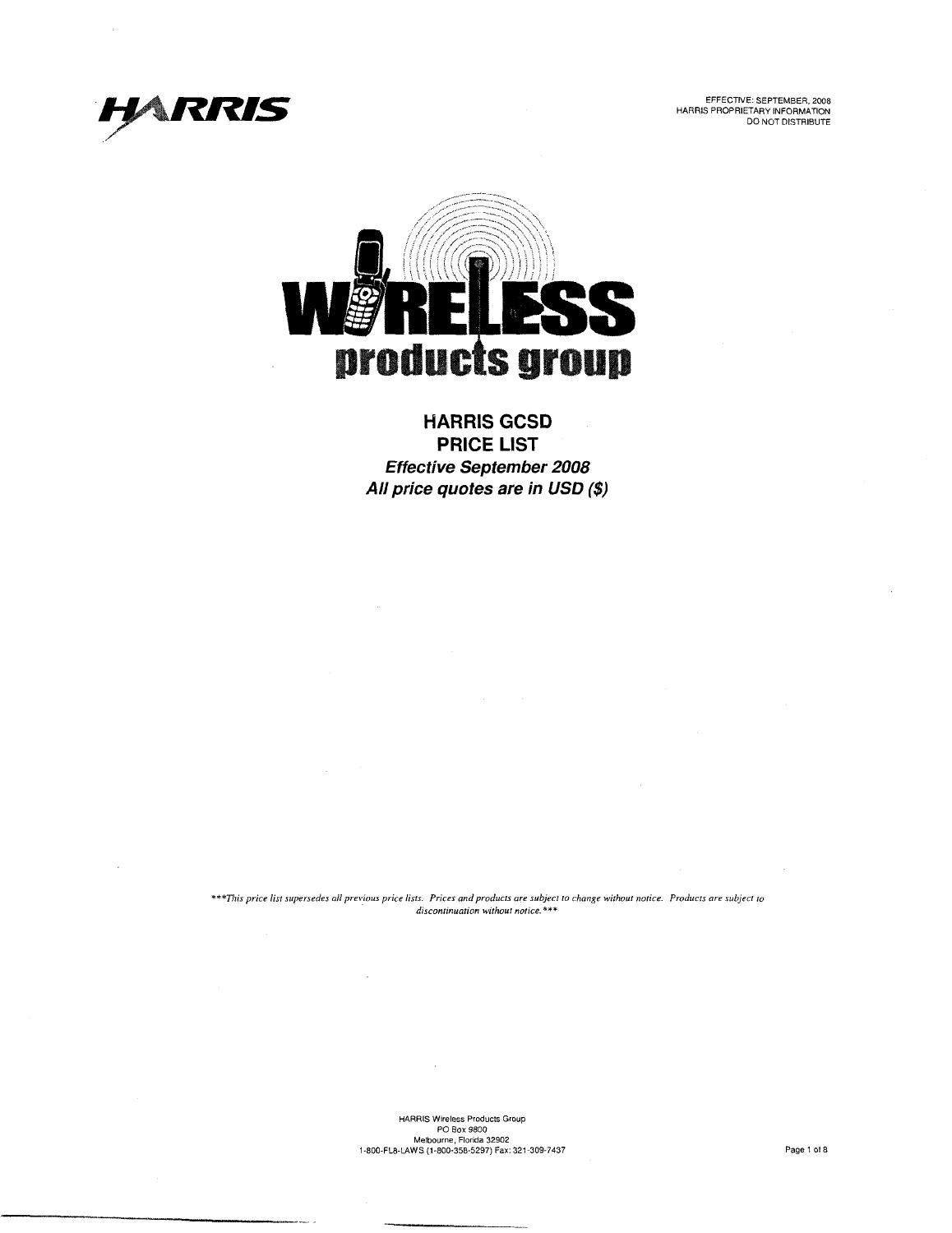HARRIS

EFFECTIVE: SEPTEMBER, 2008
HARRIS PROPRIETARY INFORMATION
DO NOT DISTRIBUTE

# WIRELESS products group

## HARRIS GCSD
## PRICE LIST

***Effective September 2008***
***All price quotes are in USD ($)***

****This price list supersedes all previous price lists. Prices and products are subject to change without notice. Products are subject to discontinuation without notice.****

HARRIS Wireless Products Group
PO Box 9800
Melbourne, Florida 32902
1-800-FL8-LAWS (1-800-358-5297) Fax: 321-309-7437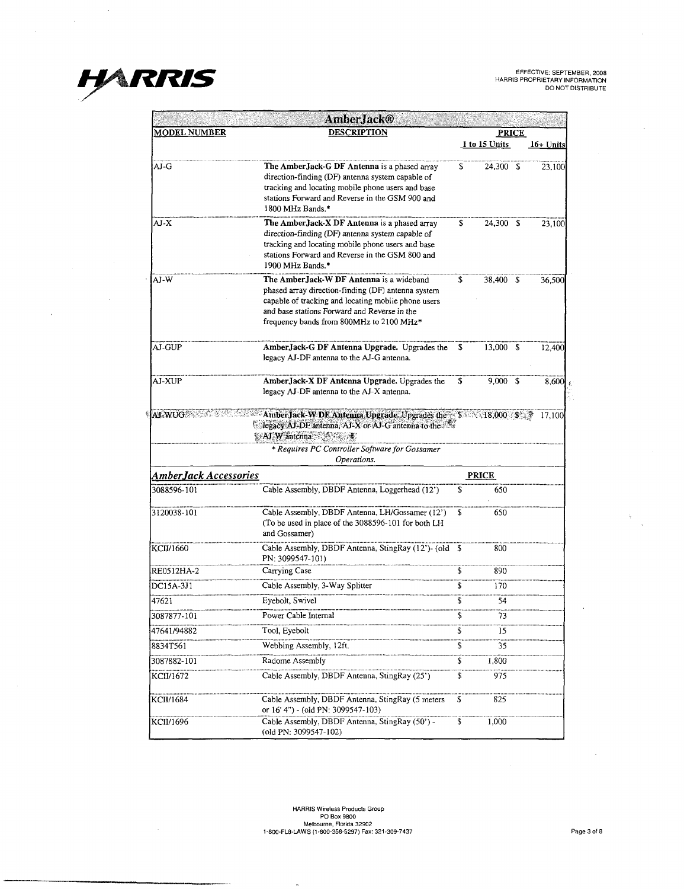EFFECTIVE: SEPTEMBER, 2008
HARRIS PROPRIETARY INFORMATION
DO NOT DISTRIBUTE

| AmberJack® | | | |
|---|---|---|---|
| **MODEL NUMBER** | **DESCRIPTION** | **PRICE** 1 to 15 Units | 16+ Units |
| AJ-G | **The AmberJack-G DF Antenna** is a phased array direction-finding (DF) antenna system capable of tracking and locating mobile phone users and base stations Forward and Reverse in the GSM 900 and 1800 MHz Bands.* | $ 24,300 | $ 23,100 |
| AJ-X | **The AmberJack-X DF Antenna** is a phased array direction-finding (DF) antenna system capable of tracking and locating mobile phone users and base stations Forward and Reverse in the GSM 800 and 1900 MHz Bands.* | $ 24,300 | $ 23,100 |
| AJ-W | **The AmberJack-W DF Antenna** is a wideband phased array direction-finding (DF) antenna system capable of tracking and locating mobile phone users and base stations Forward and Reverse in the frequency bands from 800MHz to 2100 MHz* | $ 38,400 | $ 36,500 |
| AJ-GUP | **AmberJack-G DF Antenna Upgrade.** Upgrades the legacy AJ-DF antenna to the AJ-G antenna. | $ 13,000 | $ 12,400 |
| AJ-XUP | **AmberJack-X DF Antenna Upgrade.** Upgrades the legacy AJ-DF antenna to the AJ-X antenna. | $ 9,000 | $ 8,600 |
| AJ-WUG | **AmberJack-W DF Antenna Upgrade.** Upgrades the legacy AJ-DF antenna, AJ-X or AJ-G antenna to the AJ-W antenna. | $ 18,000 | $ 17,100 |
| | *\* Requires PC Controller Software for Gossamer Operations.* | | |

| ***AmberJack Accessories*** | | **PRICE** |
|---|---|---|
| 3088596-101 | Cable Assembly, DBDF Antenna, Loggerhead (12') | $ 650 |
| 3120038-101 | Cable Assembly, DBDF Antenna, LH/Gossamer (12') (To be used in place of the 3088596-101 for both LH and Gossamer) | $ 650 |
| KCII/1660 | Cable Assembly, DBDF Antenna, StingRay (12')- (old PN: 3099547-101) | $ 800 |
| RE0512HA-2 | Carrying Case | $ 890 |
| DC15A-3J1 | Cable Assembly, 3-Way Splitter | $ 170 |
| 47621 | Eyebolt, Swivel | $ 54 |
| 3087877-101 | Power Cable Internal | $ 73 |
| 47641/94882 | Tool, Eyebolt | $ 15 |
| 8834T561 | Webbing Assembly, 12ft. | $ 35 |
| 3087882-101 | Radome Assembly | $ 1,800 |
| KCII/1672 | Cable Assembly, DBDF Antenna, StingRay (25') | $ 975 |
| KCII/1684 | Cable Assembly, DBDF Antenna, StingRay (5 meters or 16' 4") - (old PN: 3099547-103) | $ 825 |
| KCII/1696 | Cable Assembly, DBDF Antenna, StingRay (50') - (old PN: 3099547-102) | $ 1,000 |

HARRIS Wireless Products Group
PO Box 9800
Melbourne, Florida 32902
1-800-FLB-LAWS (1-800-358-5297) Fax: 321-309-7437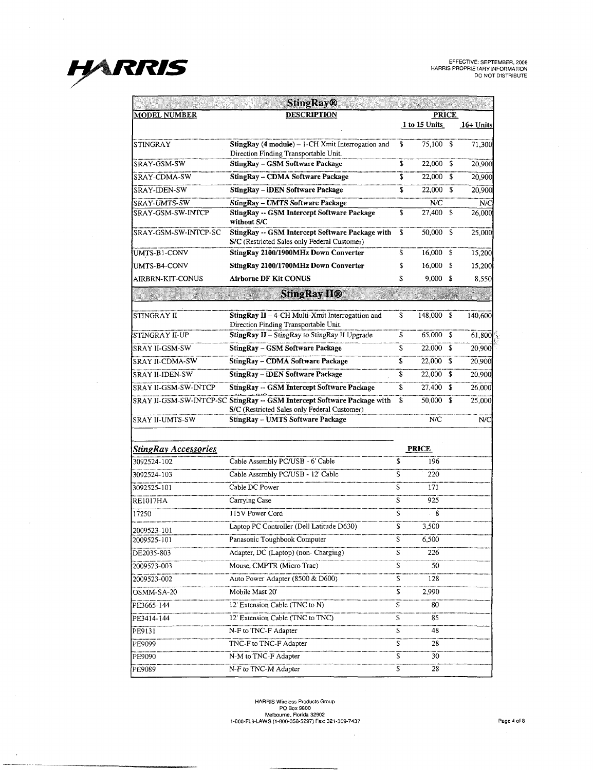EFFECTIVE: SEPTEMBER, 2008
HARRIS PROPRIETARY INFORMATION
DO NOT DISTRIBUTE

## StingRay®

| MODEL NUMBER | DESCRIPTION | PRICE 1 to 15 Units | PRICE 16+ Units |
|---|---|---|---|
| STINGRAY | **StingRay (4 module)** – 1-CH Xmit Interrogation and Direction Finding Transportable Unit. | $ 75,100 | $ 71,300 |
| SRAY-GSM-SW | **StingRay – GSM Software Package** | $ 22,000 | $ 20,900 |
| SRAY-CDMA-SW | **StingRay – CDMA Software Package** | $ 22,000 | $ 20,900 |
| SRAY-IDEN-SW | **StingRay – iDEN Software Package** | $ 22,000 | $ 20,900 |
| SRAY-UMTS-SW | **StingRay – UMTS Software Package** | N/C | N/C |
| SRAY-GSM-SW-INTCP | **StingRay -- GSM Intercept Software Package without S/C** | $ 27,400 | $ 26,000 |
| SRAY-GSM-SW-INTCP-SC | **StingRay -- GSM Intercept Software Package with S/C** (Restricted Sales only Federal Customer) | $ 50,000 | $ 25,000 |
| UMTS-B1-CONV | **StingRay 2100/1900MHz Down Converter** | $ 16,000 | $ 15,200 |
| UMTS-B4-CONV | **StingRay 2100/1700MHz Down Converter** | $ 16,000 | $ 15,200 |
| AIRBRN-KIT-CONUS | **Airborne DF Kit CONUS** | $ 9,000 | $ 8,550 |

## StingRay II®

| MODEL NUMBER | DESCRIPTION | PRICE 1 to 15 Units | PRICE 16+ Units |
|---|---|---|---|
| STINGRAY II | **StingRay II** – 4-CH Multi-Xmit Interrogattion and Direction Finding Transportable Unit. | $ 148,000 | $ 140,600 |
| STINGRAY II-UP | **StingRay II** – StingRay to StingRay II Upgrade | $ 65,000 | $ 61,800 |
| SRAY II-GSM-SW | **StingRay – GSM Software Package** | $ 22,000 | $ 20,900 |
| SRAY II-CDMA-SW | **StingRay – CDMA Software Package** | $ 22,000 | $ 20,900 |
| SRAY II-IDEN-SW | **StingRay – iDEN Software Package** | $ 22,000 | $ 20,900 |
| SRAY II-GSM-SW-INTCP | **StingRay -- GSM Intercept Software Package** | $ 27,400 | $ 26,000 |
| SRAY II-GSM-SW-INTCP-SC | **StingRay -- GSM Intercept Software Package with S/C** (Restricted Sales only Federal Customer) | $ 50,000 | $ 25,000 |
| SRAY II-UMTS-SW | **StingRay – UMTS Software Package** | N/C | N/C |

## *StingRay Accessories*

| MODEL NUMBER | DESCRIPTION | PRICE |
|---|---|---|
| 3092524-102 | Cable Assembly PC/USB - 6' Cable | $ 196 |
| 3092524-103 | Cable Assembly PC/USB - 12' Cable | $ 220 |
| 3092525-101 | Cable DC Power | $ 171 |
| RE1017HA | Carrying Case | $ 925 |
| 17250 | 115V Power Cord | $ 8 |
| 2009523-101 | Laptop PC Controller (Dell Latitude D630) | $ 3,500 |
| 2009525-101 | Panasonic Toughbook Computer | $ 6,500 |
| DE2035-803 | Adapter, DC (Laptop) (non- Charging) | $ 226 |
| 2009523-003 | Mouse, CMPTR (Micro Trac) | $ 50 |
| 2009523-002 | Auto Power Adapter (8500 & D600) | $ 128 |
| OSMM-SA-20 | Mobile Mast 20' | $ 2,990 |
| PE3665-144 | 12' Extension Cable (TNC to N) | $ 80 |
| PE3414-144 | 12' Extension Cable (TNC to TNC) | $ 85 |
| PE9131 | N-F to TNC-F Adapter | $ 48 |
| PE9099 | TNC-F to TNC-F Adapter | $ 28 |
| PE9090 | N-M to TNC-F Adapter | $ 30 |
| PE9089 | N-F to TNC-M Adapter | $ 28 |

HARRIS Wireless Products Group
PO Box 9800
Melbourne, Florida 32902
1-800-FL8-LAWS (1-800-358-5297) Fax: 321-309-7437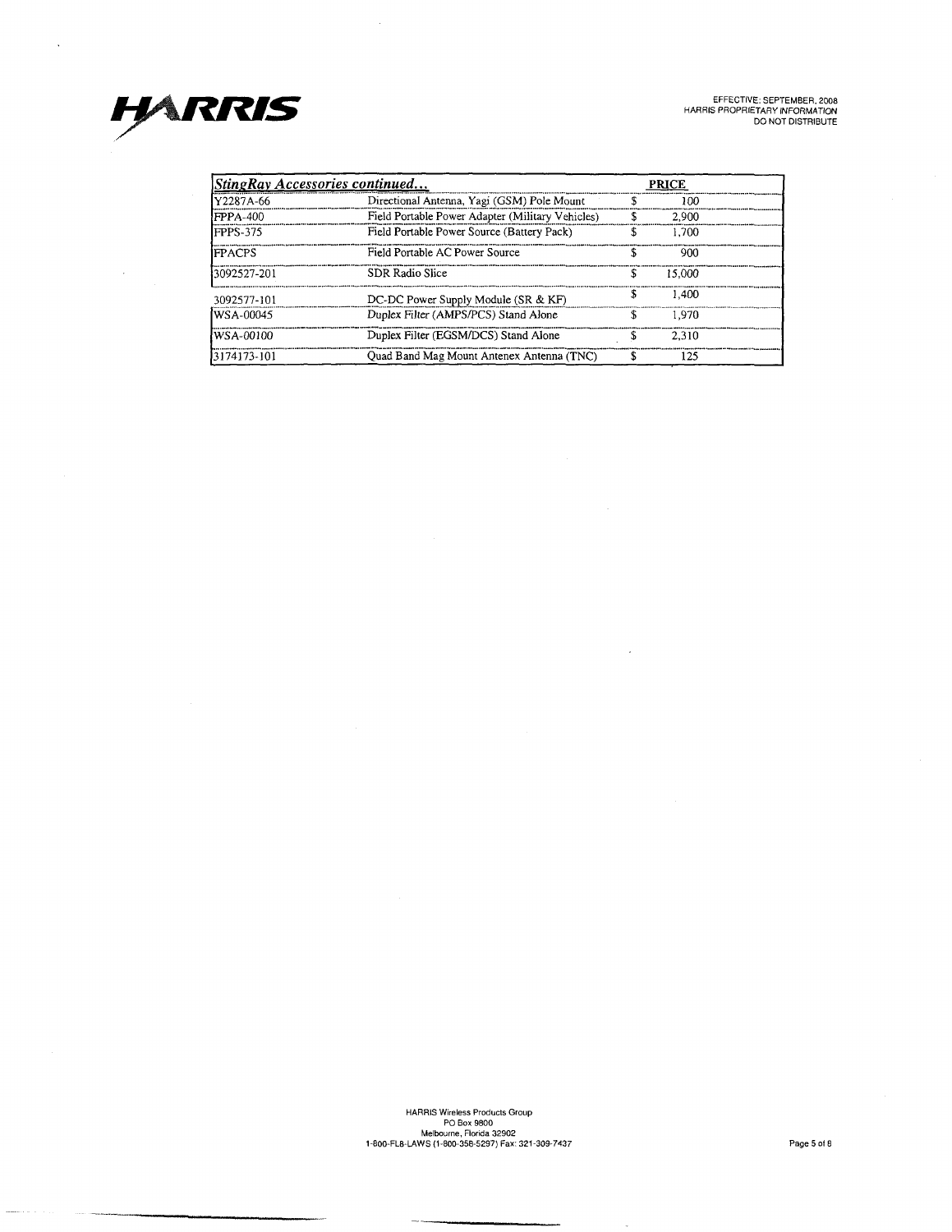| *StingRay Accessories continued...* | | PRICE |
|---|---|---|
| Y2287A-66 | Directional Antenna, Yagi (GSM) Pole Mount | $ 100 |
| FPPA-400 | Field Portable Power Adapter (Military Vehicles) | $ 2,900 |
| FPPS-375 | Field Portable Power Source (Battery Pack) | $ 1,700 |
| FPACPS | Field Portable AC Power Source | $ 900 |
| 3092527-201 | SDR Radio Slice | $ 15,000 |
| 3092577-101 | DC-DC Power Supply Module (SR & KF) | $ 1,400 |
| WSA-00045 | Duplex Filter (AMPS/PCS) Stand Alone | $ 1,970 |
| WSA-00100 | Duplex Filter (EGSM/DCS) Stand Alone | $ 2,310 |
| 3174173-101 | Quad Band Mag Mount Antenex Antenna (TNC) | $ 125 |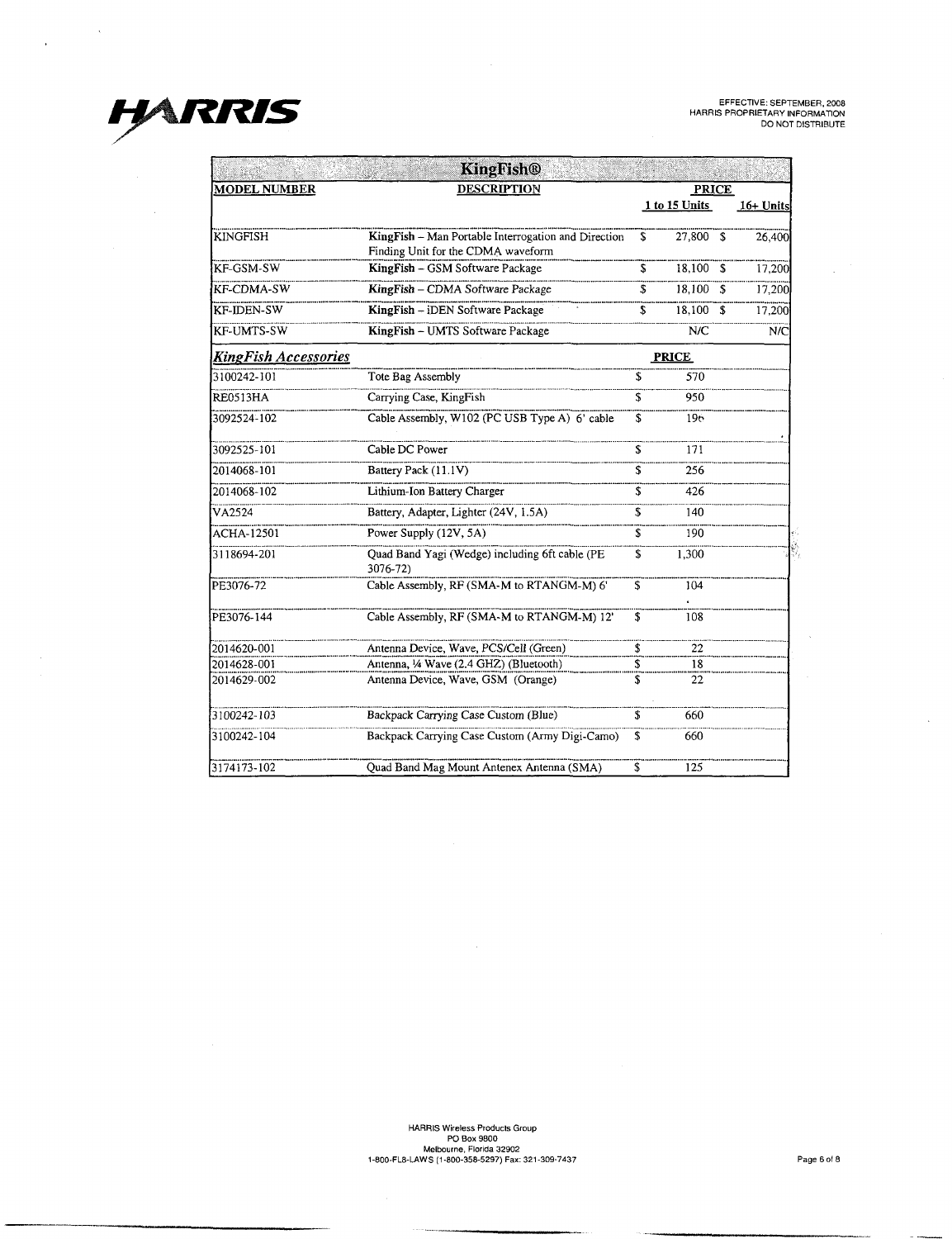EFFECTIVE: SEPTEMBER, 2008
HARRIS PROPRIETARY INFORMATION
DO NOT DISTRIBUTE

| KingFish® | | | |
|---|---|---|---|
| **MODEL NUMBER** | **DESCRIPTION** | **PRICE** 1 to 15 Units | 16+ Units |
| KINGFISH | **KingFish** – Man Portable Interrogation and Direction Finding Unit for the CDMA waveform | $ 27,800 | $ 26,400 |
| KF-GSM-SW | **KingFish** – GSM Software Package | $ 18,100 | $ 17,200 |
| KF-CDMA-SW | **KingFish** – CDMA Software Package | $ 18,100 | $ 17,200 |
| KF-IDEN-SW | **KingFish** – iDEN Software Package | $ 18,100 | $ 17,200 |
| KF-UMTS-SW | **KingFish** – UMTS Software Package | N/C | N/C |
| ***KingFish Accessories*** | | **PRICE** | |
| 3100242-101 | Tote Bag Assembly | $ 570 | |
| RE0513HA | Carrying Case, KingFish | $ 950 | |
| 3092524-102 | Cable Assembly, W102 (PC USB Type A) 6' cable | $ 196 | |
| 3092525-101 | Cable DC Power | $ 171 | |
| 2014068-101 | Battery Pack (11.1V) | $ 256 | |
| 2014068-102 | Lithium-Ion Battery Charger | $ 426 | |
| VA2524 | Battery, Adapter, Lighter (24V, 1.5A) | $ 140 | |
| ACHA-12501 | Power Supply (12V, 5A) | $ 190 | |
| 3118694-201 | Quad Band Yagi (Wedge) including 6ft cable (PE 3076-72) | $ 1,300 | |
| PE3076-72 | Cable Assembly, RF (SMA-M to RTANGM-M) 6' | $ 104 | |
| PE3076-144 | Cable Assembly, RF (SMA-M to RTANGM-M) 12' | $ 108 | |
| 2014620-001 | Antenna Device, Wave, PCS/Cell (Green) | $ 22 | |
| 2014628-001 | Antenna, ¼ Wave (2.4 GHZ) (Bluetooth) | $ 18 | |
| 2014629-002 | Antenna Device, Wave, GSM (Orange) | $ 22 | |
| 3100242-103 | Backpack Carrying Case Custom (Blue) | $ 660 | |
| 3100242-104 | Backpack Carrying Case Custom (Army Digi-Camo) | $ 660 | |
| 3174173-102 | Quad Band Mag Mount Antenex Antenna (SMA) | $ 125 | |

HARRIS Wireless Products Group
PO Box 9800
Melbourne, Florida 32902
1-800-FL8-LAWS (1-800-358-5297) Fax: 321-309-7437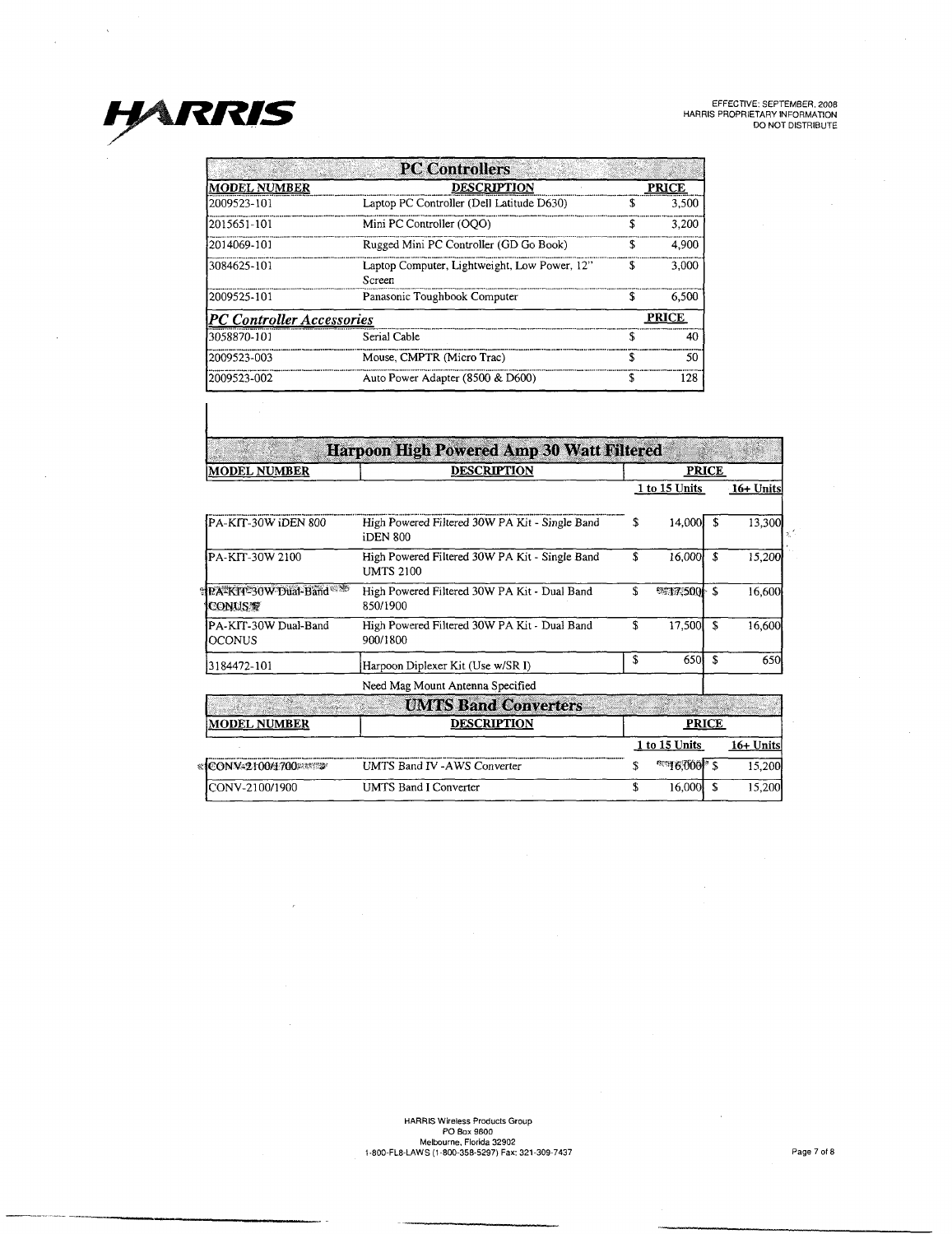**HARRIS**

EFFECTIVE: SEPTEMBER, 2008
HARRIS PROPRIETARY INFORMATION
DO NOT DISTRIBUTE

## PC Controllers

| MODEL NUMBER | DESCRIPTION | PRICE |
|---|---|---|
| 2009523-101 | Laptop PC Controller (Dell Latitude D630) | $ 3,500 |
| 2015651-101 | Mini PC Controller (OQO) | $ 3,200 |
| 2014069-101 | Rugged Mini PC Controller (GD Go Book) | $ 4,900 |
| 3084625-101 | Laptop Computer, Lightweight, Low Power, 12" Screen | $ 3,000 |
| 2009525-101 | Panasonic Toughbook Computer | $ 6,500 |
| ***PC Controller Accessories*** | | **PRICE** |
| 3058870-101 | Serial Cable | $ 40 |
| 2009523-003 | Mouse, CMPTR (Micro Trac) | $ 50 |
| 2009523-002 | Auto Power Adapter (8500 & D600) | $ 128 |

## Harpoon High Powered Amp 30 Watt Filtered

| MODEL NUMBER | DESCRIPTION | PRICE 1 to 15 Units | PRICE 16+ Units |
|---|---|---|---|
| PA-KIT-30W iDEN 800 | High Powered Filtered 30W PA Kit - Single Band iDEN 800 | $ 14,000 | $ 13,300 |
| PA-KIT-30W 2100 | High Powered Filtered 30W PA Kit - Single Band UMTS 2100 | $ 16,000 | $ 15,200 |
| PA-KIT-30W Dual-Band CONUS | High Powered Filtered 30W PA Kit - Dual Band 850/1900 | $ 17,500 | $ 16,600 |
| PA-KIT-30W Dual-Band OCONUS | High Powered Filtered 30W PA Kit - Dual Band 900/1800 | $ 17,500 | $ 16,600 |
| 3184472-101 | Harpoon Diplexer Kit (Use w/SR I) | $ 650 | $ 650 |
| | Need Mag Mount Antenna Specified | | |

## UMTS Band Converters

| MODEL NUMBER | DESCRIPTION | PRICE 1 to 15 Units | PRICE 16+ Units |
|---|---|---|---|
| CONV-2100/1700 | UMTS Band IV -AWS Converter | $ 16,000 | $ 15,200 |
| CONV-2100/1900 | UMTS Band I Converter | $ 16,000 | $ 15,200 |

HARRIS Wireless Products Group
PO Box 9800
Melbourne, Florida 32902
1-800-FL8-LAWS (1-800-358-5297) Fax: 321-309-7437